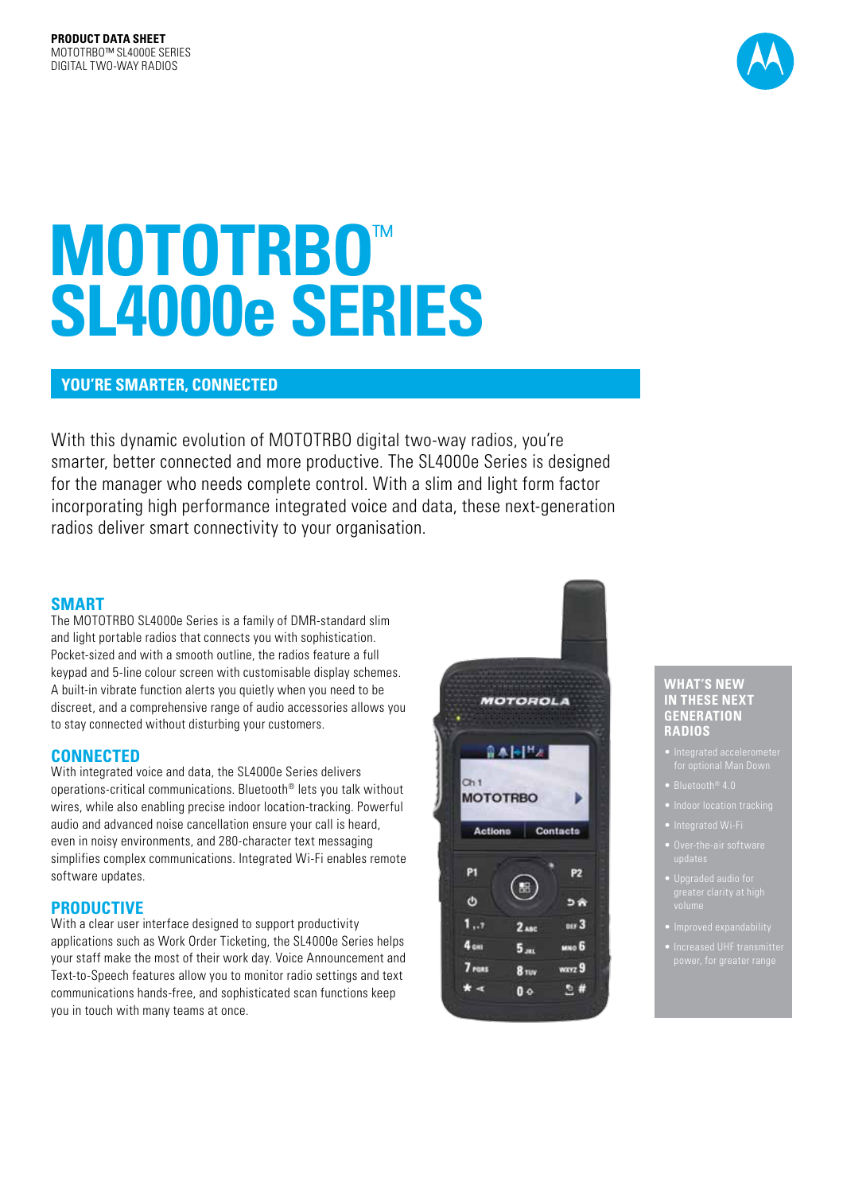**PRODUCT DATA SHEET**
MOTOTRBO™ SL4000E SERIES
DIGITAL TWO-WAY RADIOS

# MOTOTRBO™ SL4000e SERIES

## YOU'RE SMARTER, CONNECTED

With this dynamic evolution of MOTOTRBO digital two-way radios, you're smarter, better connected and more productive. The SL4000e Series is designed for the manager who needs complete control. With a slim and light form factor incorporating high performance integrated voice and data, these next-generation radios deliver smart connectivity to your organisation.

### SMART

The MOTOTRBO SL4000e Series is a family of DMR-standard slim and light portable radios that connects you with sophistication. Pocket-sized and with a smooth outline, the radios feature a full keypad and 5-line colour screen with customisable display schemes. A built-in vibrate function alerts you quietly when you need to be discreet, and a comprehensive range of audio accessories allows you to stay connected without disturbing your customers.

### CONNECTED

With integrated voice and data, the SL4000e Series delivers operations-critical communications. Bluetooth® lets you talk without wires, while also enabling precise indoor location-tracking. Powerful audio and advanced noise cancellation ensure your call is heard, even in noisy environments, and 280-character text messaging simplifies complex communications. Integrated Wi-Fi enables remote software updates.

### PRODUCTIVE

With a clear user interface designed to support productivity applications such as Work Order Ticketing, the SL4000e Series helps your staff make the most of their work day. Voice Announcement and Text-to-Speech features allow you to monitor radio settings and text communications hands-free, and sophisticated scan functions keep you in touch with many teams at once.

### WHAT'S NEW IN THESE NEXT GENERATION RADIOS

- Integrated accelerometer for optional Man Down
- Bluetooth® 4.0
- Indoor location tracking
- Integrated Wi-Fi
- Over-the-air software updates
- Upgraded audio for greater clarity at high volume
- Improved expandability
- Increased UHF transmitter power, for greater range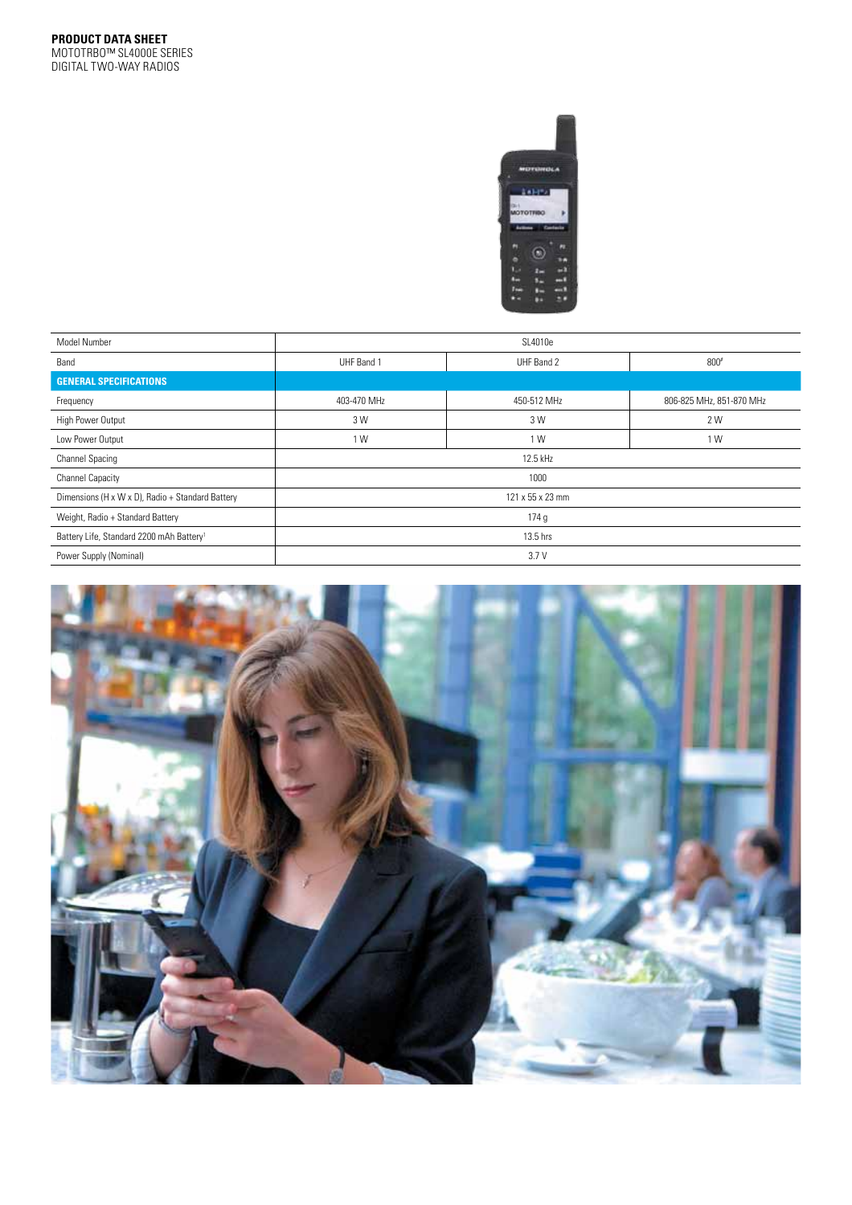| Model Number | SL4010e | | |
|---|---|---|---|
| Band | UHF Band 1 | UHF Band 2 | 800[#] |
| **GENERAL SPECIFICATIONS** | | | |
| Frequency | 403-470 MHz | 450-512 MHz | 806-825 MHz, 851-870 MHz |
| High Power Output | 3 W | 3 W | 2 W |
| Low Power Output | 1 W | 1 W | 1 W |
| Channel Spacing | 12.5 kHz | | |
| Channel Capacity | 1000 | | |
| Dimensions (H x W x D), Radio + Standard Battery | 121 x 55 x 23 mm | | |
| Weight, Radio + Standard Battery | 174 g | | |
| Battery Life, Standard 2200 mAh Battery[1] | 13.5 hrs | | |
| Power Supply (Nominal) | 3.7 V | | |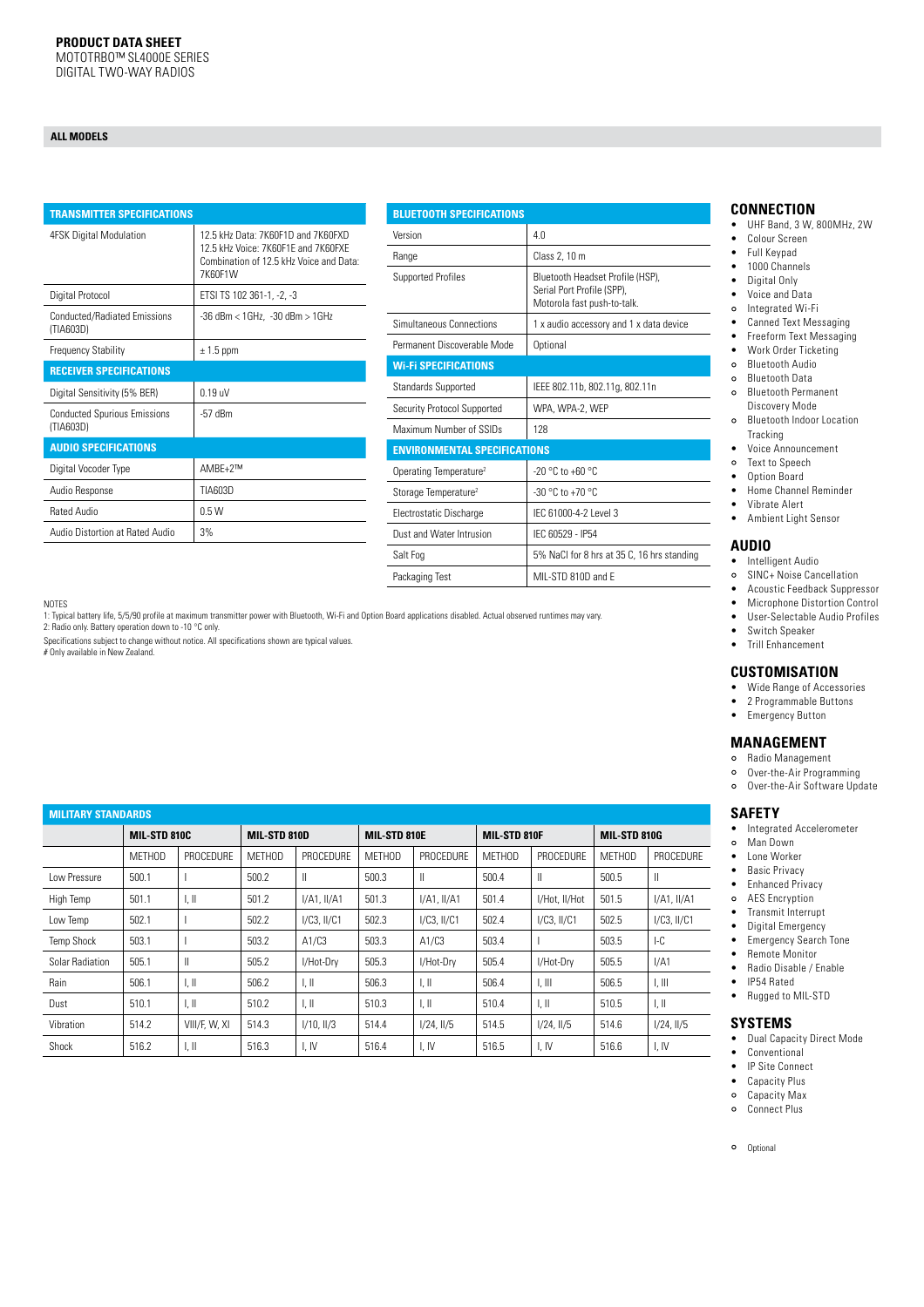**PRODUCT DATA SHEET**
MOTOTRBO™ SL4000E SERIES
DIGITAL TWO-WAY RADIOS

## ALL MODELS

| TRANSMITTER SPECIFICATIONS | |
|---|---|
| 4FSK Digital Modulation | 12.5 kHz Data: 7K60F1D and 7K60FXD 12.5 kHz Voice: 7K60F1E and 7K60FXE Combination of 12.5 kHz Voice and Data: 7K60F1W |
| Digital Protocol | ETSI TS 102 361-1, -2, -3 |
| Conducted/Radiated Emissions (TIA603D) | -36 dBm < 1GHz, -30 dBm > 1GHz |
| Frequency Stability | ± 1.5 ppm |
| **RECEIVER SPECIFICATIONS** | |
| Digital Sensitivity (5% BER) | 0.19 uV |
| Conducted Spurious Emissions (TIA603D) | -57 dBm |
| **AUDIO SPECIFICATIONS** | |
| Digital Vocoder Type | AMBE+2™ |
| Audio Response | TIA603D |
| Rated Audio | 0.5 W |
| Audio Distortion at Rated Audio | 3% |

| BLUETOOTH SPECIFICATIONS | |
|---|---|
| Version | 4.0 |
| Range | Class 2, 10 m |
| Supported Profiles | Bluetooth Headset Profile (HSP), Serial Port Profile (SPP), Motorola fast push-to-talk. |
| Simultaneous Connections | 1 x audio accessory and 1 x data device |
| Permanent Discoverable Mode | Optional |
| **Wi-Fi SPECIFICATIONS** | |
| Standards Supported | IEEE 802.11b, 802.11g, 802.11n |
| Security Protocol Supported | WPA, WPA-2, WEP |
| Maximum Number of SSIDs | 128 |
| **ENVIRONMENTAL SPECIFICATIONS** | |
| Operating Temperature[2] | -20 °C to +60 °C |
| Storage Temperature[2] | -30 °C to +70 °C |
| Electrostatic Discharge | IEC 61000-4-2 Level 3 |
| Dust and Water Intrusion | IEC 60529 - IP54 |
| Salt Fog | 5% NaCl for 8 hrs at 35 C, 16 hrs standing |
| Packaging Test | MIL-STD 810D and E |

NOTES
1: Typical battery life, 5/5/90 profile at maximum transmitter power with Bluetooth, Wi-Fi and Option Board applications disabled. Actual observed runtimes may vary.
2: Radio only. Battery operation down to -10 °C only.
Specifications subject to change without notice. All specifications shown are typical values.
# Only available in New Zealand.

| MILITARY STANDARDS | MIL-STD 810C | | MIL-STD 810D | | MIL-STD 810E | | MIL-STD 810F | | MIL-STD 810G | |
|---|---|---|---|---|---|---|---|---|---|---|
| | METHOD | PROCEDURE | METHOD | PROCEDURE | METHOD | PROCEDURE | METHOD | PROCEDURE | METHOD | PROCEDURE |
| Low Pressure | 500.1 | I | 500.2 | II | 500.3 | II | 500.4 | II | 500.5 | II |
| High Temp | 501.1 | I, II | 501.2 | I/A1, II/A1 | 501.3 | I/A1, II/A1 | 501.4 | I/Hot, II/Hot | 501.5 | I/A1, II/A1 |
| Low Temp | 502.1 | I | 502.2 | I/C3, II/C1 | 502.3 | I/C3, II/C1 | 502.4 | I/C3, II/C1 | 502.5 | I/C3, II/C1 |
| Temp Shock | 503.1 | I | 503.2 | A1/C3 | 503.3 | A1/C3 | 503.4 | I | 503.5 | I-C |
| Solar Radiation | 505.1 | II | 505.2 | I/Hot-Dry | 505.3 | I/Hot-Dry | 505.4 | I/Hot-Dry | 505.5 | I/A1 |
| Rain | 506.1 | I, II | 506.2 | I, II | 506.3 | I, II | 506.4 | I, III | 506.5 | I, III |
| Dust | 510.1 | I, II | 510.2 | I, II | 510.3 | I, II | 510.4 | I, II | 510.5 | I, II |
| Vibration | 514.2 | VIII/F, W, XI | 514.3 | I/10, II/3 | 514.4 | I/24, II/5 | 514.5 | I/24, II/5 | 514.6 | I/24, II/5 |
| Shock | 516.2 | I, II | 516.3 | I, IV | 516.4 | I, IV | 516.5 | I, IV | 516.6 | I, IV |

## CONNECTION

- • UHF Band, 3 W, 800MHz, 2W
- • Colour Screen
- • Full Keypad
- • 1000 Channels
- • Digital Only
- • Voice and Data
- ○ Integrated Wi-Fi
- • Canned Text Messaging
- • Freeform Text Messaging
- • Work Order Ticketing
- ○ Bluetooth Audio
- ○ Bluetooth Data
- ○ Bluetooth Permanent Discovery Mode
- ○ Bluetooth Indoor Location Tracking
- • Voice Announcement
- ○ Text to Speech
- • Option Board
- • Home Channel Reminder
- • Vibrate Alert
- • Ambient Light Sensor

## AUDIO

- • Intelligent Audio
- ○ SINC+ Noise Cancellation
- • Acoustic Feedback Suppressor
- • Microphone Distortion Control
- • User-Selectable Audio Profiles
- • Switch Speaker
- • Trill Enhancement

## CUSTOMISATION

- • Wide Range of Accessories
- • 2 Programmable Buttons
- • Emergency Button

## MANAGEMENT

- ○ Radio Management
- ○ Over-the-Air Programming
- ○ Over-the-Air Software Update

## SAFETY

- • Integrated Accelerometer
- ○ Man Down
- • Lone Worker
- • Basic Privacy
- • Enhanced Privacy
- ○ AES Encryption
- • Transmit Interrupt
- • Digital Emergency
- • Emergency Search Tone
- • Remote Monitor
- • Radio Disable / Enable
- • IP54 Rated
- • Rugged to MIL-STD

## SYSTEMS

- • Dual Capacity Direct Mode
- • Conventional
- • IP Site Connect
- • Capacity Plus
- ○ Capacity Max
- ○ Connect Plus

○ Optional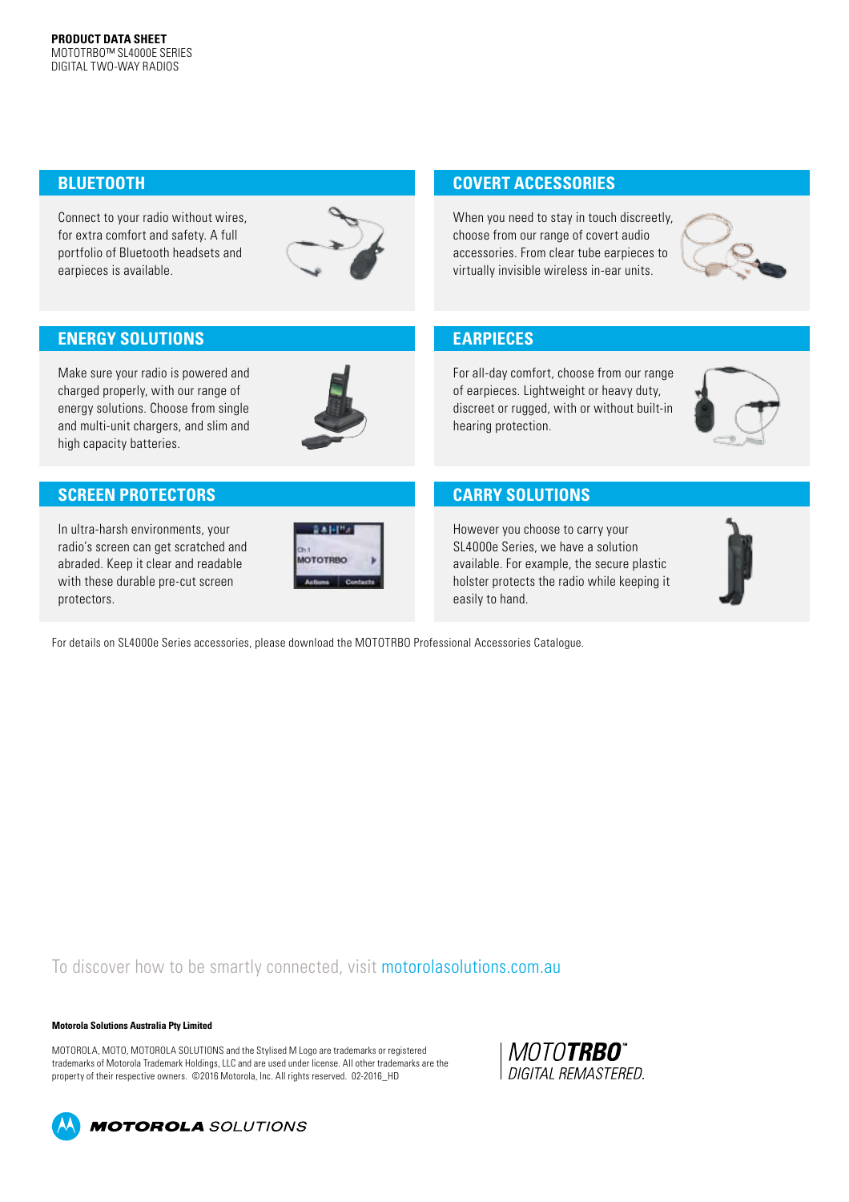## BLUETOOTH

Connect to your radio without wires, for extra comfort and safety. A full portfolio of Bluetooth headsets and earpieces is available.

## COVERT ACCESSORIES

When you need to stay in touch discreetly, choose from our range of covert audio accessories. From clear tube earpieces to virtually invisible wireless in-ear units.

## ENERGY SOLUTIONS

Make sure your radio is powered and charged properly, with our range of energy solutions. Choose from single and multi-unit chargers, and slim and high capacity batteries.

## EARPIECES

For all-day comfort, choose from our range of earpieces. Lightweight or heavy duty, discreet or rugged, with or without built-in hearing protection.

## SCREEN PROTECTORS

In ultra-harsh environments, your radio's screen can get scratched and abraded. Keep it clear and readable with these durable pre-cut screen protectors.

## CARRY SOLUTIONS

However you choose to carry your SL4000e Series, we have a solution available. For example, the secure plastic holster protects the radio while keeping it easily to hand.

For details on SL4000e Series accessories, please download the MOTOTRBO Professional Accessories Catalogue.

To discover how to be smartly connected, visit motorolasolutions.com.au

**Motorola Solutions Australia Pty Limited**

MOTOROLA, MOTO, MOTOROLA SOLUTIONS and the Stylised M Logo are trademarks or registered trademarks of Motorola Trademark Holdings, LLC and are used under license. All other trademarks are the property of their respective owners. ©2016 Motorola, Inc. All rights reserved. 02-2016_HD

MOTOTRBO™ DIGITAL REMASTERED.

MOTOROLA SOLUTIONS